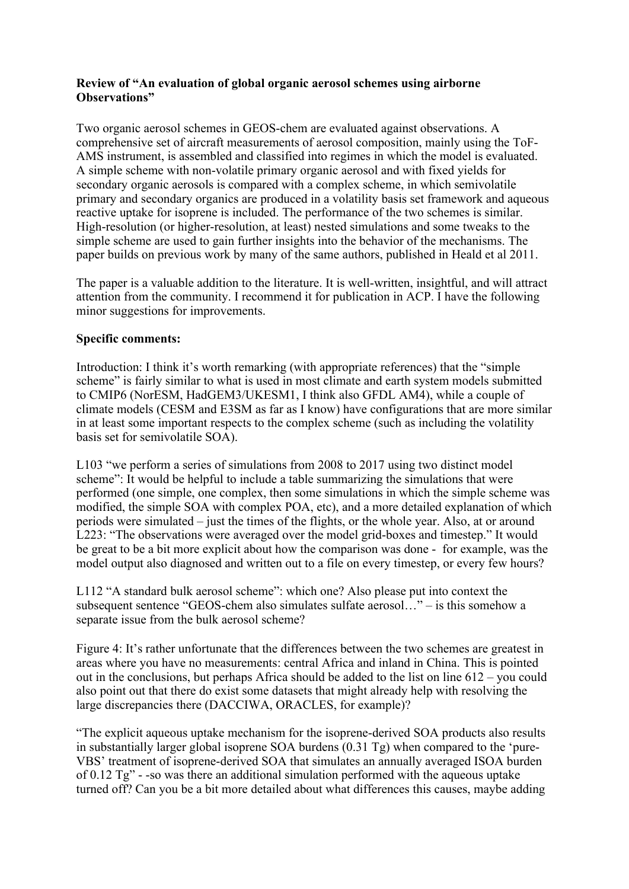**Review of "An evaluation of global organic aerosol schemes using airborne Observations"**

Two organic aerosol schemes in GEOS-chem are evaluated against observations. A comprehensive set of aircraft measurements of aerosol composition, mainly using the ToF-AMS instrument, is assembled and classified into regimes in which the model is evaluated. A simple scheme with non-volatile primary organic aerosol and with fixed yields for secondary organic aerosols is compared with a complex scheme, in which semivolatile primary and secondary organics are produced in a volatility basis set framework and aqueous reactive uptake for isoprene is included. The performance of the two schemes is similar. High-resolution (or higher-resolution, at least) nested simulations and some tweaks to the simple scheme are used to gain further insights into the behavior of the mechanisms. The paper builds on previous work by many of the same authors, published in Heald et al 2011.

The paper is a valuable addition to the literature. It is well-written, insightful, and will attract attention from the community. I recommend it for publication in ACP. I have the following minor suggestions for improvements.

**Specific comments:**

Introduction: I think it's worth remarking (with appropriate references) that the "simple scheme" is fairly similar to what is used in most climate and earth system models submitted to CMIP6 (NorESM, HadGEM3/UKESM1, I think also GFDL AM4), while a couple of climate models (CESM and E3SM as far as I know) have configurations that are more similar in at least some important respects to the complex scheme (such as including the volatility basis set for semivolatile SOA).

L103 "we perform a series of simulations from 2008 to 2017 using two distinct model scheme": It would be helpful to include a table summarizing the simulations that were performed (one simple, one complex, then some simulations in which the simple scheme was modified, the simple SOA with complex POA, etc), and a more detailed explanation of which periods were simulated – just the times of the flights, or the whole year. Also, at or around L223: "The observations were averaged over the model grid-boxes and timestep." It would be great to be a bit more explicit about how the comparison was done - for example, was the model output also diagnosed and written out to a file on every timestep, or every few hours?

L112 "A standard bulk aerosol scheme": which one? Also please put into context the subsequent sentence "GEOS-chem also simulates sulfate aerosol…" – is this somehow a separate issue from the bulk aerosol scheme?

Figure 4: It's rather unfortunate that the differences between the two schemes are greatest in areas where you have no measurements: central Africa and inland in China. This is pointed out in the conclusions, but perhaps Africa should be added to the list on line 612 – you could also point out that there do exist some datasets that might already help with resolving the large discrepancies there (DACCIWA, ORACLES, for example)?

"The explicit aqueous uptake mechanism for the isoprene-derived SOA products also results in substantially larger global isoprene SOA burdens (0.31 Tg) when compared to the 'pure-VBS' treatment of isoprene-derived SOA that simulates an annually averaged ISOA burden of 0.12 Tg" - -so was there an additional simulation performed with the aqueous uptake turned off? Can you be a bit more detailed about what differences this causes, maybe adding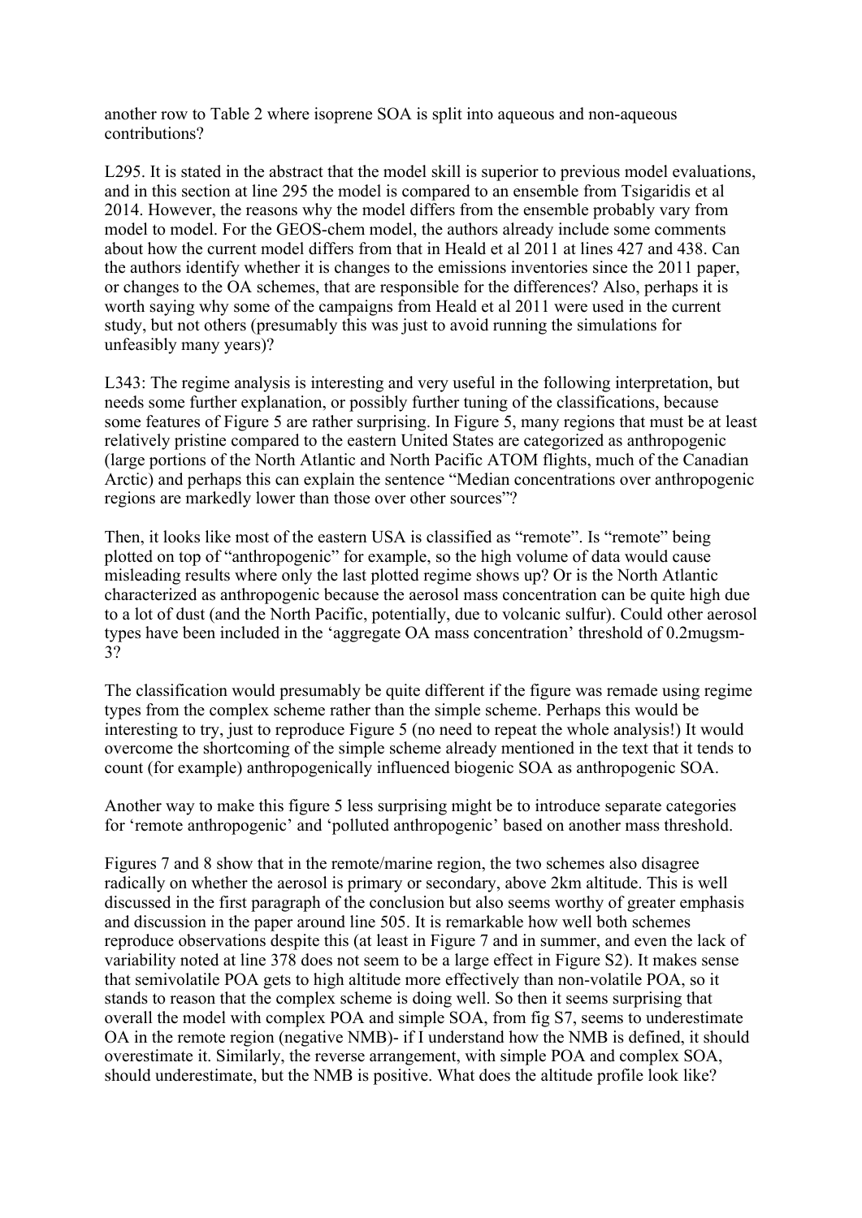another row to Table 2 where isoprene SOA is split into aqueous and non-aqueous contributions?

L295. It is stated in the abstract that the model skill is superior to previous model evaluations, and in this section at line 295 the model is compared to an ensemble from Tsigaridis et al 2014. However, the reasons why the model differs from the ensemble probably vary from model to model. For the GEOS-chem model, the authors already include some comments about how the current model differs from that in Heald et al 2011 at lines 427 and 438. Can the authors identify whether it is changes to the emissions inventories since the 2011 paper, or changes to the OA schemes, that are responsible for the differences? Also, perhaps it is worth saying why some of the campaigns from Heald et al 2011 were used in the current study, but not others (presumably this was just to avoid running the simulations for unfeasibly many years)?

L343: The regime analysis is interesting and very useful in the following interpretation, but needs some further explanation, or possibly further tuning of the classifications, because some features of Figure 5 are rather surprising. In Figure 5, many regions that must be at least relatively pristine compared to the eastern United States are categorized as anthropogenic (large portions of the North Atlantic and North Pacific ATOM flights, much of the Canadian Arctic) and perhaps this can explain the sentence "Median concentrations over anthropogenic regions are markedly lower than those over other sources"?

Then, it looks like most of the eastern USA is classified as "remote". Is "remote" being plotted on top of "anthropogenic" for example, so the high volume of data would cause misleading results where only the last plotted regime shows up? Or is the North Atlantic characterized as anthropogenic because the aerosol mass concentration can be quite high due to a lot of dust (and the North Pacific, potentially, due to volcanic sulfur). Could other aerosol types have been included in the 'aggregate OA mass concentration' threshold of 0.2mugsm-3?

The classification would presumably be quite different if the figure was remade using regime types from the complex scheme rather than the simple scheme. Perhaps this would be interesting to try, just to reproduce Figure 5 (no need to repeat the whole analysis!) It would overcome the shortcoming of the simple scheme already mentioned in the text that it tends to count (for example) anthropogenically influenced biogenic SOA as anthropogenic SOA.

Another way to make this figure 5 less surprising might be to introduce separate categories for 'remote anthropogenic' and 'polluted anthropogenic' based on another mass threshold.

Figures 7 and 8 show that in the remote/marine region, the two schemes also disagree radically on whether the aerosol is primary or secondary, above 2km altitude. This is well discussed in the first paragraph of the conclusion but also seems worthy of greater emphasis and discussion in the paper around line 505. It is remarkable how well both schemes reproduce observations despite this (at least in Figure 7 and in summer, and even the lack of variability noted at line 378 does not seem to be a large effect in Figure S2). It makes sense that semivolatile POA gets to high altitude more effectively than non-volatile POA, so it stands to reason that the complex scheme is doing well. So then it seems surprising that overall the model with complex POA and simple SOA, from fig S7, seems to underestimate OA in the remote region (negative NMB)- if I understand how the NMB is defined, it should overestimate it. Similarly, the reverse arrangement, with simple POA and complex SOA, should underestimate, but the NMB is positive. What does the altitude profile look like?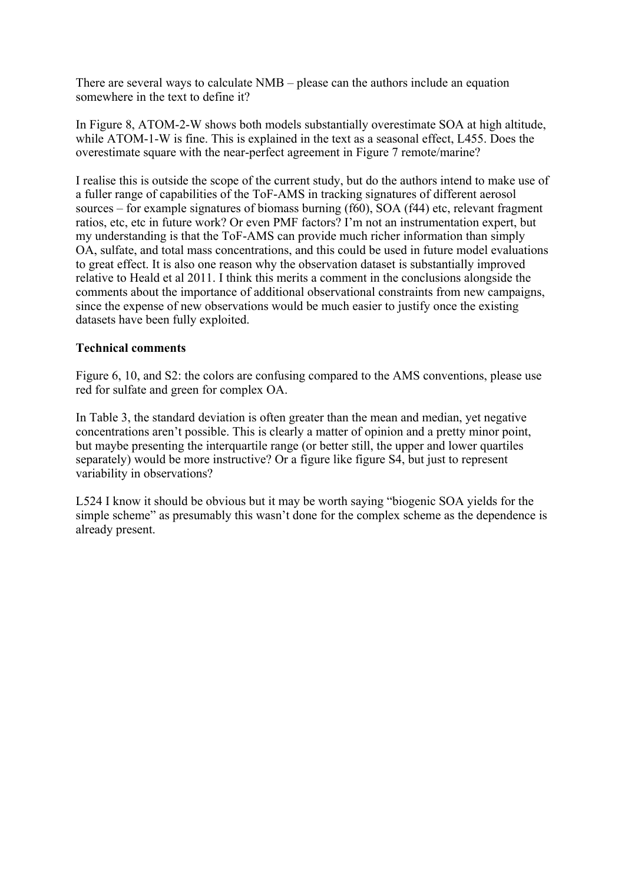There are several ways to calculate NMB – please can the authors include an equation somewhere in the text to define it?

In Figure 8, ATOM-2-W shows both models substantially overestimate SOA at high altitude, while ATOM-1-W is fine. This is explained in the text as a seasonal effect, L455. Does the overestimate square with the near-perfect agreement in Figure 7 remote/marine?

I realise this is outside the scope of the current study, but do the authors intend to make use of a fuller range of capabilities of the ToF-AMS in tracking signatures of different aerosol sources – for example signatures of biomass burning (f60), SOA (f44) etc, relevant fragment ratios, etc, etc in future work? Or even PMF factors? I'm not an instrumentation expert, but my understanding is that the ToF-AMS can provide much richer information than simply OA, sulfate, and total mass concentrations, and this could be used in future model evaluations to great effect. It is also one reason why the observation dataset is substantially improved relative to Heald et al 2011. I think this merits a comment in the conclusions alongside the comments about the importance of additional observational constraints from new campaigns, since the expense of new observations would be much easier to justify once the existing datasets have been fully exploited.

**Technical comments**

Figure 6, 10, and S2: the colors are confusing compared to the AMS conventions, please use red for sulfate and green for complex OA.

In Table 3, the standard deviation is often greater than the mean and median, yet negative concentrations aren't possible. This is clearly a matter of opinion and a pretty minor point, but maybe presenting the interquartile range (or better still, the upper and lower quartiles separately) would be more instructive? Or a figure like figure S4, but just to represent variability in observations?

L524 I know it should be obvious but it may be worth saying "biogenic SOA yields for the simple scheme" as presumably this wasn't done for the complex scheme as the dependence is already present.